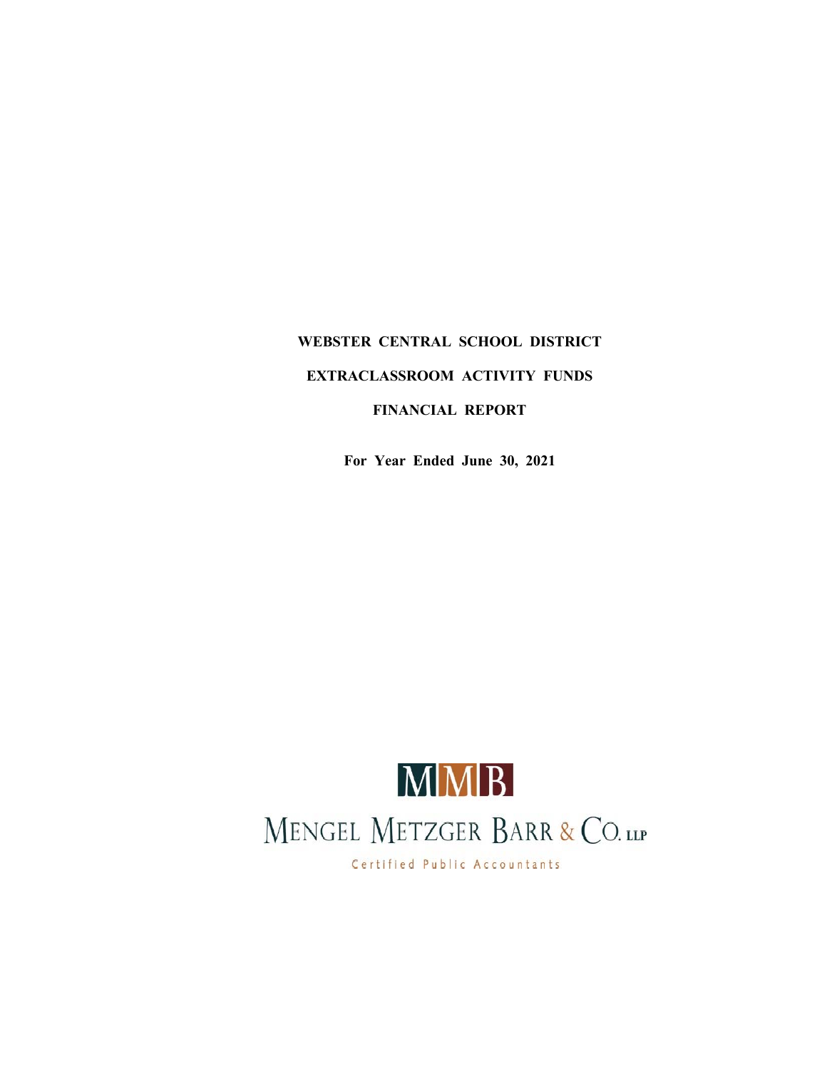# WEBSTER CENTRAL SCHOOL DISTRICT

## EXTRACLASSROOM ACTIVITY FUNDS

## FINANCIAL REPORT

**For Year Ended June 30, 2021**

MMB

MENGEL METZGER BARR & CO. LLP

Certified Public Accountants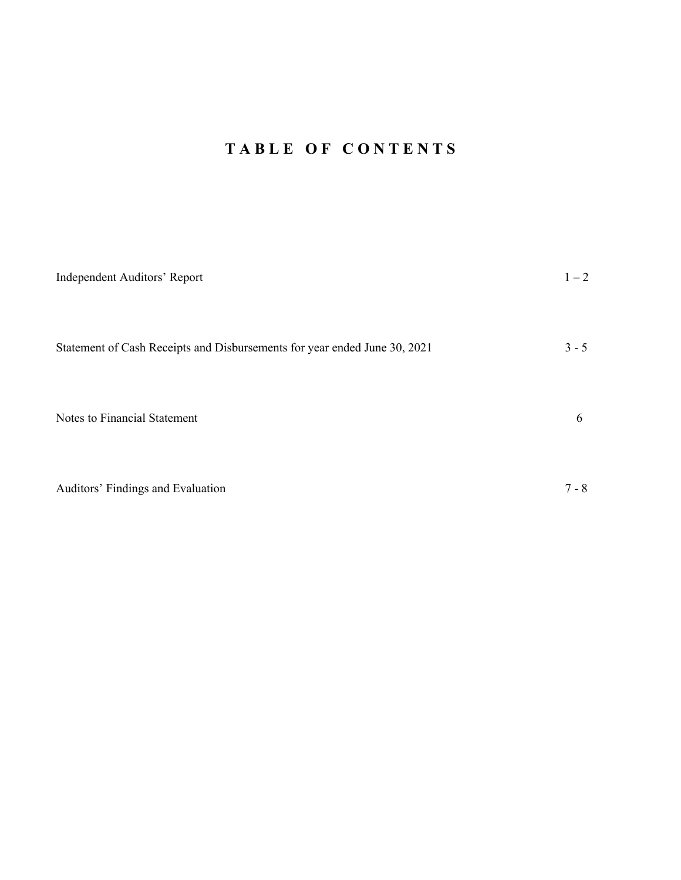# TABLE OF CONTENTS

| | |
|---|---|
| Independent Auditors' Report | 1 – 2 |
| Statement of Cash Receipts and Disbursements for year ended June 30, 2021 | 3 - 5 |
| Notes to Financial Statement | 6 |
| Auditors' Findings and Evaluation | 7 - 8 |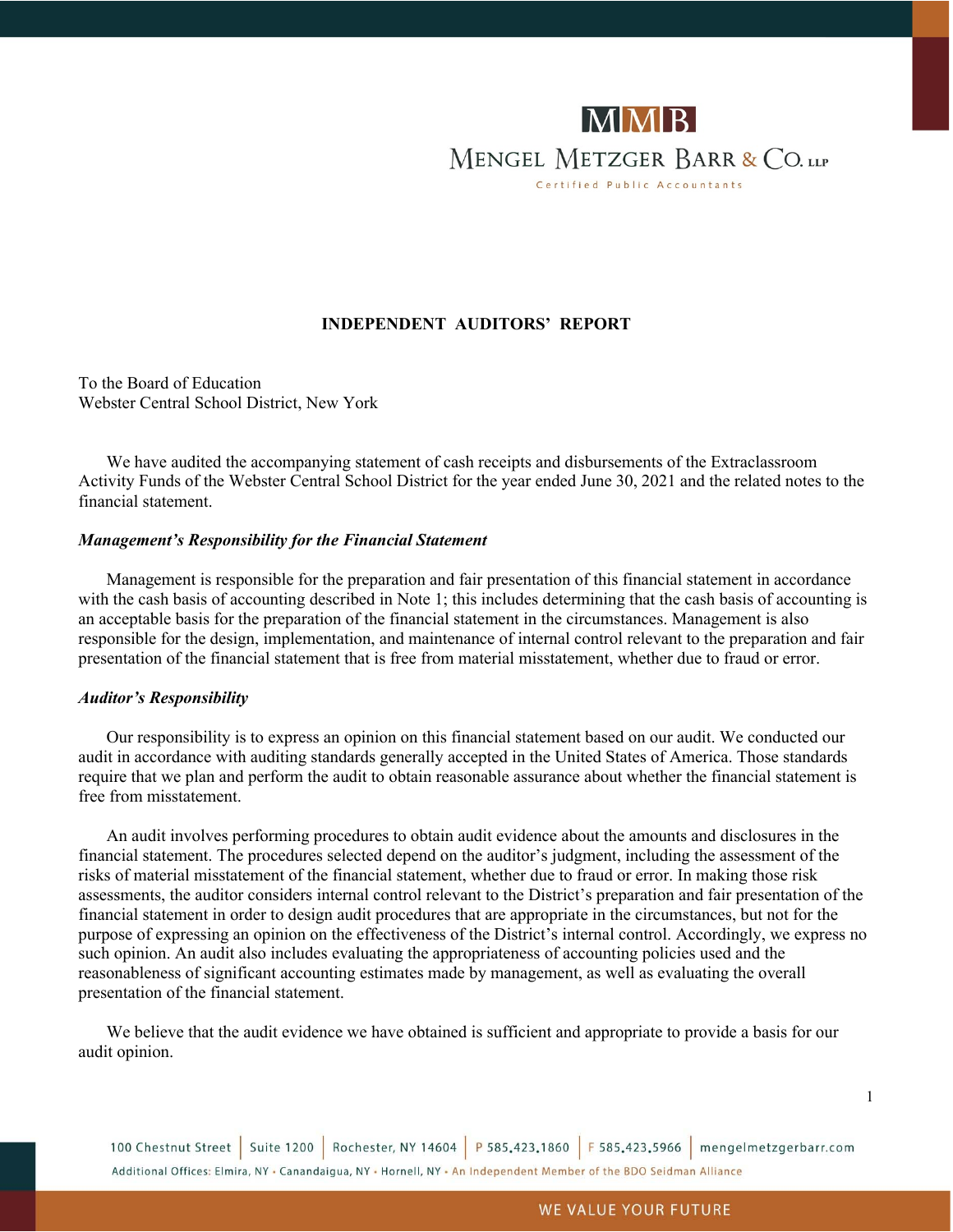# INDEPENDENT AUDITORS' REPORT

To the Board of Education
Webster Central School District, New York

We have audited the accompanying statement of cash receipts and disbursements of the Extraclassroom Activity Funds of the Webster Central School District for the year ended June 30, 2021 and the related notes to the financial statement.

***Management's Responsibility for the Financial Statement***

Management is responsible for the preparation and fair presentation of this financial statement in accordance with the cash basis of accounting described in Note 1; this includes determining that the cash basis of accounting is an acceptable basis for the preparation of the financial statement in the circumstances. Management is also responsible for the design, implementation, and maintenance of internal control relevant to the preparation and fair presentation of the financial statement that is free from material misstatement, whether due to fraud or error.

***Auditor's Responsibility***

Our responsibility is to express an opinion on this financial statement based on our audit. We conducted our audit in accordance with auditing standards generally accepted in the United States of America. Those standards require that we plan and perform the audit to obtain reasonable assurance about whether the financial statement is free from misstatement.

An audit involves performing procedures to obtain audit evidence about the amounts and disclosures in the financial statement. The procedures selected depend on the auditor's judgment, including the assessment of the risks of material misstatement of the financial statement, whether due to fraud or error. In making those risk assessments, the auditor considers internal control relevant to the District's preparation and fair presentation of the financial statement in order to design audit procedures that are appropriate in the circumstances, but not for the purpose of expressing an opinion on the effectiveness of the District's internal control. Accordingly, we express no such opinion. An audit also includes evaluating the appropriateness of accounting policies used and the reasonableness of significant accounting estimates made by management, as well as evaluating the overall presentation of the financial statement.

We believe that the audit evidence we have obtained is sufficient and appropriate to provide a basis for our audit opinion.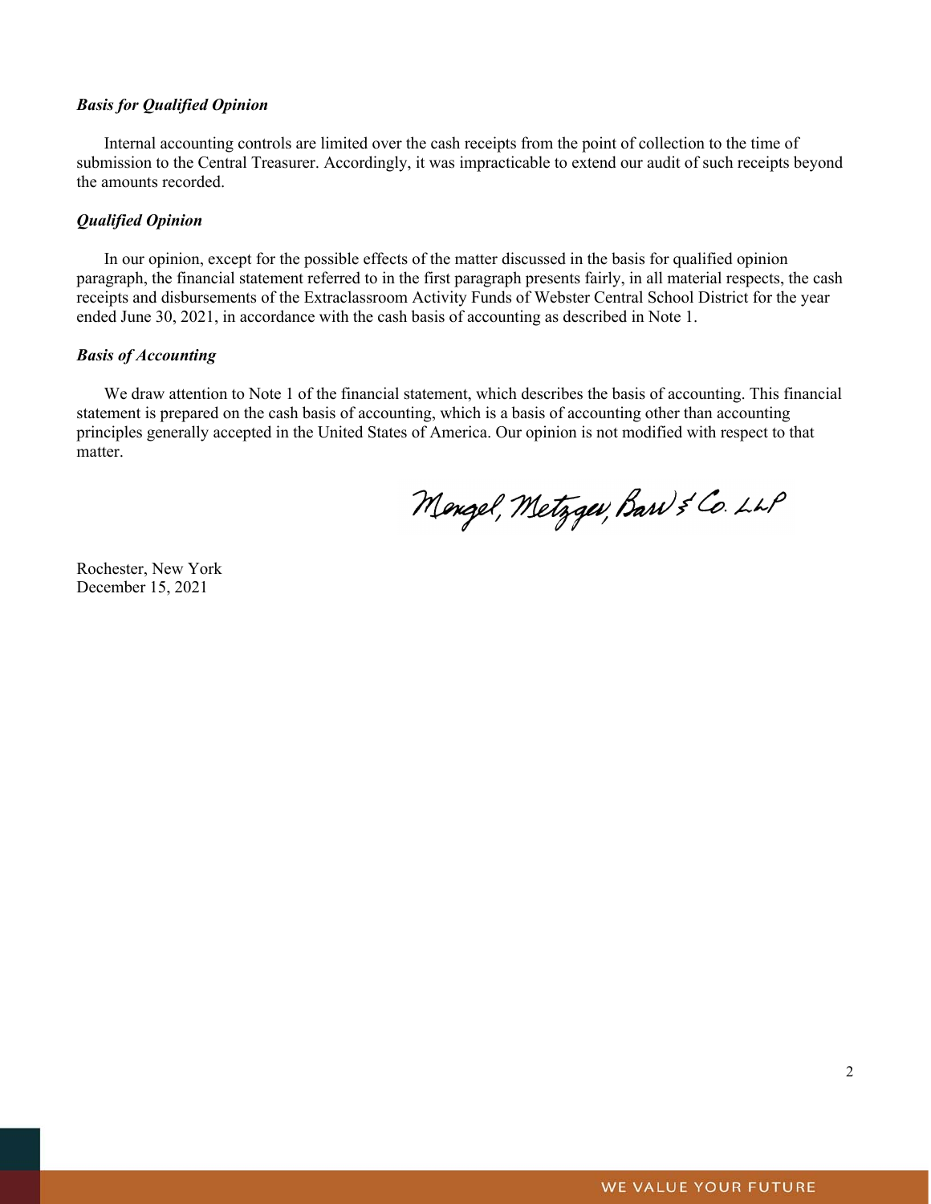***Basis for Qualified Opinion***

Internal accounting controls are limited over the cash receipts from the point of collection to the time of submission to the Central Treasurer. Accordingly, it was impracticable to extend our audit of such receipts beyond the amounts recorded.

***Qualified Opinion***

In our opinion, except for the possible effects of the matter discussed in the basis for qualified opinion paragraph, the financial statement referred to in the first paragraph presents fairly, in all material respects, the cash receipts and disbursements of the Extraclassroom Activity Funds of Webster Central School District for the year ended June 30, 2021, in accordance with the cash basis of accounting as described in Note 1.

***Basis of Accounting***

We draw attention to Note 1 of the financial statement, which describes the basis of accounting. This financial statement is prepared on the cash basis of accounting, which is a basis of accounting other than accounting principles generally accepted in the United States of America. Our opinion is not modified with respect to that matter.

Mengel, Metzger, Barr & Co. LLP

Rochester, New York
December 15, 2021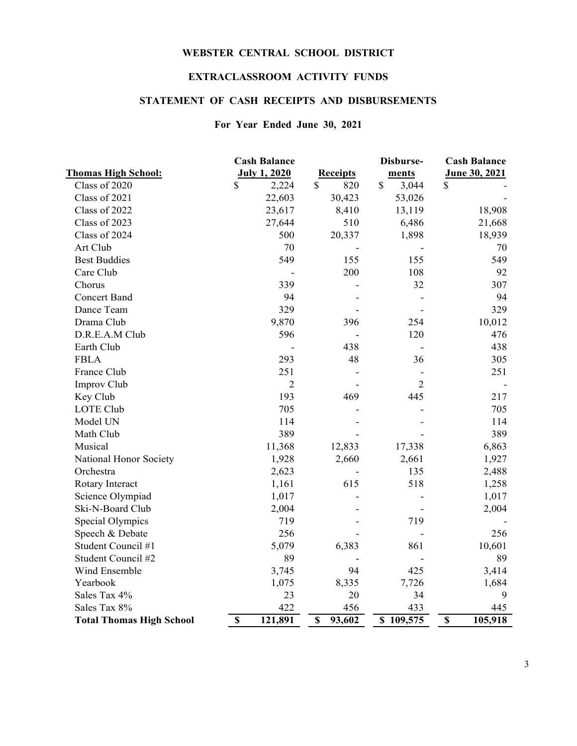# WEBSTER CENTRAL SCHOOL DISTRICT

## EXTRACLASSROOM ACTIVITY FUNDS

## STATEMENT OF CASH RECEIPTS AND DISBURSEMENTS

### For Year Ended June 30, 2021

| Thomas High School: | Cash Balance July 1, 2020 | Receipts | Disburse-ments | Cash Balance June 30, 2021 |
|---|---|---|---|---|
| Class of 2020 | $ 2,224 | $ 820 | $ 3,044 | $ - |
| Class of 2021 | 22,603 | 30,423 | 53,026 | - |
| Class of 2022 | 23,617 | 8,410 | 13,119 | 18,908 |
| Class of 2023 | 27,644 | 510 | 6,486 | 21,668 |
| Class of 2024 | 500 | 20,337 | 1,898 | 18,939 |
| Art Club | 70 | - | - | 70 |
| Best Buddies | 549 | 155 | 155 | 549 |
| Care Club | - | 200 | 108 | 92 |
| Chorus | 339 | - | 32 | 307 |
| Concert Band | 94 | - | - | 94 |
| Dance Team | 329 | - | - | 329 |
| Drama Club | 9,870 | 396 | 254 | 10,012 |
| D.R.E.A.M Club | 596 | - | 120 | 476 |
| Earth Club | - | 438 | - | 438 |
| FBLA | 293 | 48 | 36 | 305 |
| France Club | 251 | - | - | 251 |
| Improv Club | 2 | - | 2 | - |
| Key Club | 193 | 469 | 445 | 217 |
| LOTE Club | 705 | - | - | 705 |
| Model UN | 114 | - | - | 114 |
| Math Club | 389 | - | - | 389 |
| Musical | 11,368 | 12,833 | 17,338 | 6,863 |
| National Honor Society | 1,928 | 2,660 | 2,661 | 1,927 |
| Orchestra | 2,623 | - | 135 | 2,488 |
| Rotary Interact | 1,161 | 615 | 518 | 1,258 |
| Science Olympiad | 1,017 | - | - | 1,017 |
| Ski-N-Board Club | 2,004 | - | - | 2,004 |
| Special Olympics | 719 | - | 719 | - |
| Speech & Debate | 256 | - | - | 256 |
| Student Council #1 | 5,079 | 6,383 | 861 | 10,601 |
| Student Council #2 | 89 | - | - | 89 |
| Wind Ensemble | 3,745 | 94 | 425 | 3,414 |
| Yearbook | 1,075 | 8,335 | 7,726 | 1,684 |
| Sales Tax 4% | 23 | 20 | 34 | 9 |
| Sales Tax 8% | 422 | 456 | 433 | 445 |
| **Total Thomas High School** | **$ 121,891** | **$ 93,602** | **$ 109,575** | **$ 105,918** |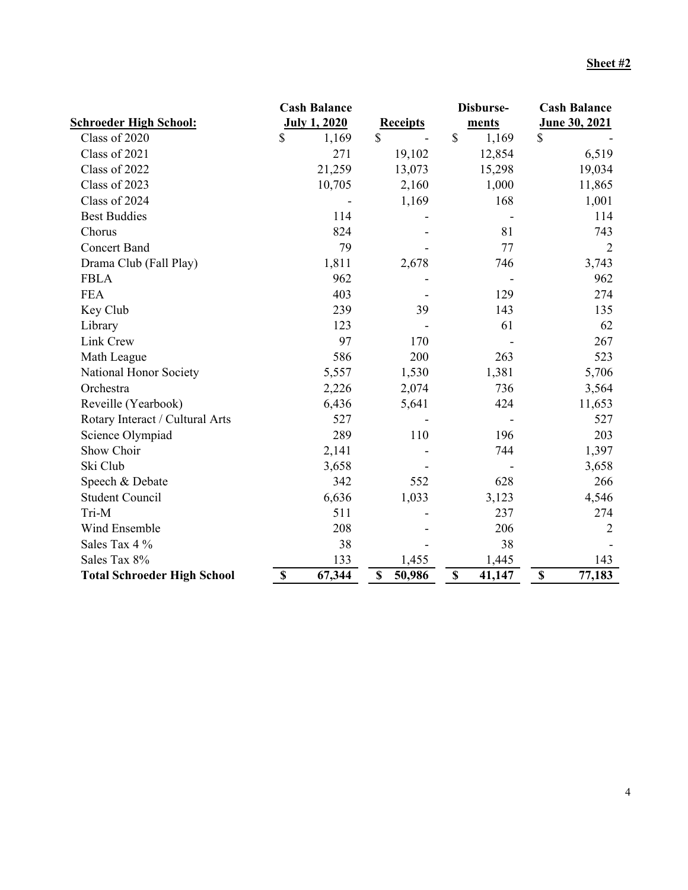**Sheet #2**

| Schroeder High School: | Cash Balance July 1, 2020 | Receipts | Disburse-ments | Cash Balance June 30, 2021 |
|---|---|---|---|---|
| Class of 2020 | $ 1,169 | $ - | $ 1,169 | $ - |
| Class of 2021 | 271 | 19,102 | 12,854 | 6,519 |
| Class of 2022 | 21,259 | 13,073 | 15,298 | 19,034 |
| Class of 2023 | 10,705 | 2,160 | 1,000 | 11,865 |
| Class of 2024 | - | 1,169 | 168 | 1,001 |
| Best Buddies | 114 | - | - | 114 |
| Chorus | 824 | - | 81 | 743 |
| Concert Band | 79 | - | 77 | 2 |
| Drama Club (Fall Play) | 1,811 | 2,678 | 746 | 3,743 |
| FBLA | 962 | - | - | 962 |
| FEA | 403 | - | 129 | 274 |
| Key Club | 239 | 39 | 143 | 135 |
| Library | 123 | - | 61 | 62 |
| Link Crew | 97 | 170 | - | 267 |
| Math League | 586 | 200 | 263 | 523 |
| National Honor Society | 5,557 | 1,530 | 1,381 | 5,706 |
| Orchestra | 2,226 | 2,074 | 736 | 3,564 |
| Reveille (Yearbook) | 6,436 | 5,641 | 424 | 11,653 |
| Rotary Interact / Cultural Arts | 527 | - | - | 527 |
| Science Olympiad | 289 | 110 | 196 | 203 |
| Show Choir | 2,141 | - | 744 | 1,397 |
| Ski Club | 3,658 | - | - | 3,658 |
| Speech & Debate | 342 | 552 | 628 | 266 |
| Student Council | 6,636 | 1,033 | 3,123 | 4,546 |
| Tri-M | 511 | - | 237 | 274 |
| Wind Ensemble | 208 | - | 206 | 2 |
| Sales Tax 4 % | 38 | - | 38 | - |
| Sales Tax 8% | 133 | 1,455 | 1,445 | 143 |
| **Total Schroeder High School** | **$ 67,344** | **$ 50,986** | **$ 41,147** | **$ 77,183** |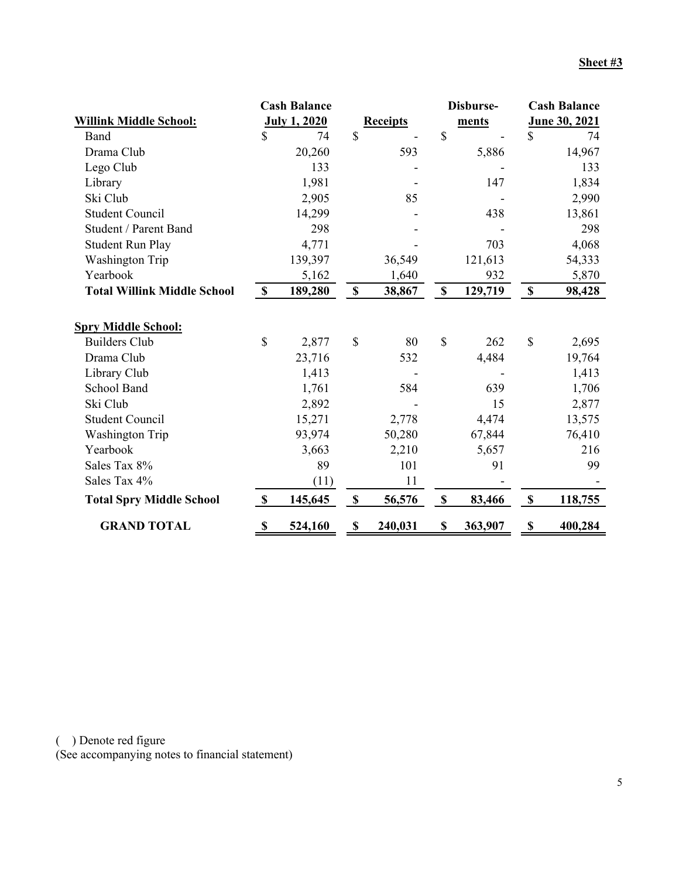**Sheet #3**

| Willink Middle School: | Cash Balance July 1, 2020 | Receipts | Disbursements | Cash Balance June 30, 2021 |
|---|---|---|---|---|
| Band | $ 74 | $ - | $ - | $ 74 |
| Drama Club | 20,260 | 593 | 5,886 | 14,967 |
| Lego Club | 133 | - | - | 133 |
| Library | 1,981 | - | 147 | 1,834 |
| Ski Club | 2,905 | 85 | - | 2,990 |
| Student Council | 14,299 | - | 438 | 13,861 |
| Student / Parent Band | 298 | - | - | 298 |
| Student Run Play | 4,771 | - | 703 | 4,068 |
| Washington Trip | 139,397 | 36,549 | 121,613 | 54,333 |
| Yearbook | 5,162 | 1,640 | 932 | 5,870 |
| **Total Willink Middle School** | **$ 189,280** | **$ 38,867** | **$ 129,719** | **$ 98,428** |
| | | | | |
| **Spry Middle School:** | | | | |
| Builders Club | $ 2,877 | $ 80 | $ 262 | $ 2,695 |
| Drama Club | 23,716 | 532 | 4,484 | 19,764 |
| Library Club | 1,413 | - | - | 1,413 |
| School Band | 1,761 | 584 | 639 | 1,706 |
| Ski Club | 2,892 | - | 15 | 2,877 |
| Student Council | 15,271 | 2,778 | 4,474 | 13,575 |
| Washington Trip | 93,974 | 50,280 | 67,844 | 76,410 |
| Yearbook | 3,663 | 2,210 | 5,657 | 216 |
| Sales Tax 8% | 89 | 101 | 91 | 99 |
| Sales Tax 4% | (11) | 11 | - | - |
| **Total Spry Middle School** | **$ 145,645** | **$ 56,576** | **$ 83,466** | **$ 118,755** |
| | | | | |
| **GRAND TOTAL** | **$ 524,160** | **$ 240,031** | **$ 363,907** | **$ 400,284** |

( ) Denote red figure
(See accompanying notes to financial statement)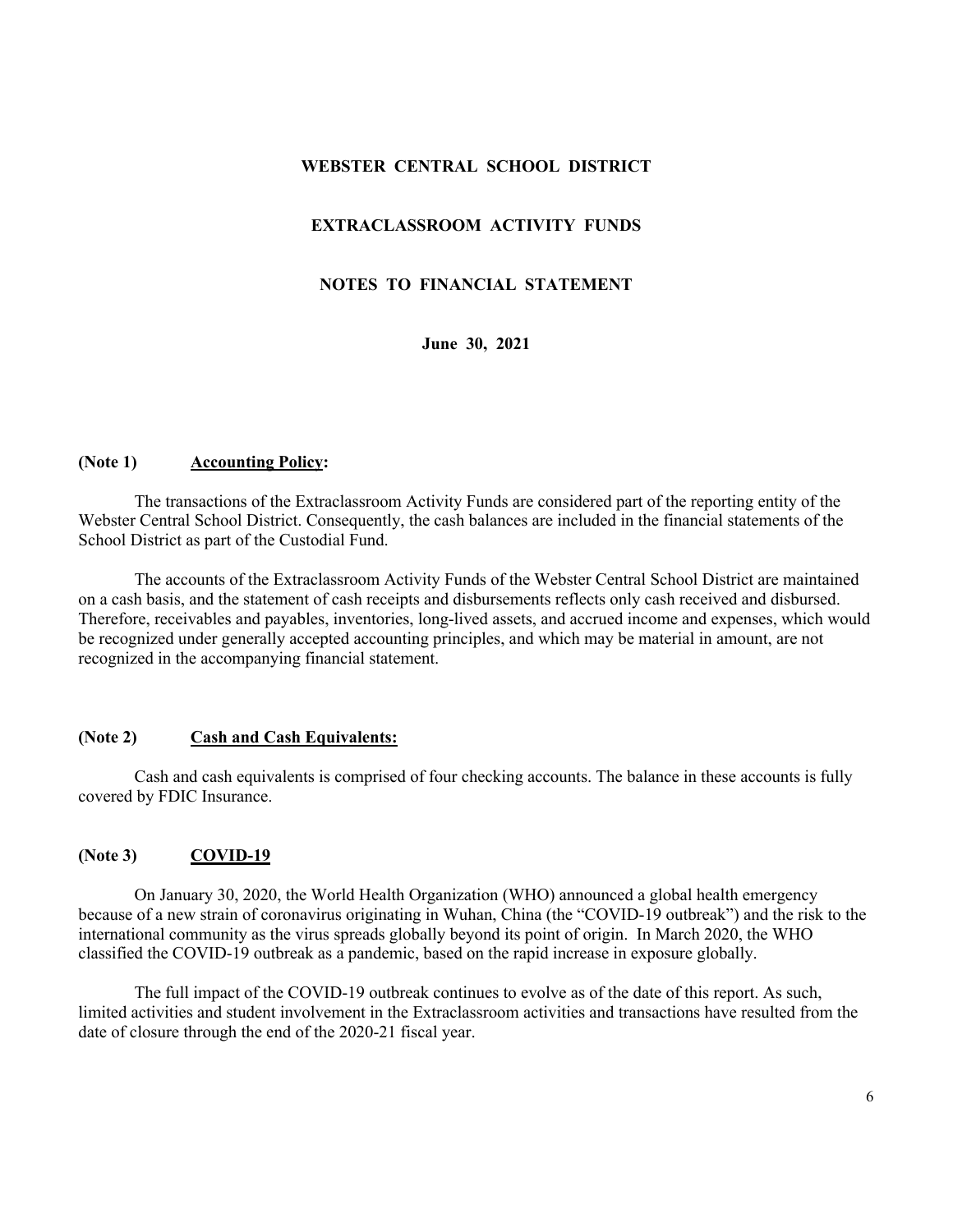# WEBSTER CENTRAL SCHOOL DISTRICT

## EXTRACLASSROOM ACTIVITY FUNDS

## NOTES TO FINANCIAL STATEMENT

**June 30, 2021**

**(Note 1) Accounting Policy:**

The transactions of the Extraclassroom Activity Funds are considered part of the reporting entity of the Webster Central School District. Consequently, the cash balances are included in the financial statements of the School District as part of the Custodial Fund.

The accounts of the Extraclassroom Activity Funds of the Webster Central School District are maintained on a cash basis, and the statement of cash receipts and disbursements reflects only cash received and disbursed. Therefore, receivables and payables, inventories, long-lived assets, and accrued income and expenses, which would be recognized under generally accepted accounting principles, and which may be material in amount, are not recognized in the accompanying financial statement.

**(Note 2) Cash and Cash Equivalents:**

Cash and cash equivalents is comprised of four checking accounts. The balance in these accounts is fully covered by FDIC Insurance.

**(Note 3) COVID-19**

On January 30, 2020, the World Health Organization (WHO) announced a global health emergency because of a new strain of coronavirus originating in Wuhan, China (the "COVID-19 outbreak") and the risk to the international community as the virus spreads globally beyond its point of origin. In March 2020, the WHO classified the COVID-19 outbreak as a pandemic, based on the rapid increase in exposure globally.

The full impact of the COVID-19 outbreak continues to evolve as of the date of this report. As such, limited activities and student involvement in the Extraclassroom activities and transactions have resulted from the date of closure through the end of the 2020-21 fiscal year.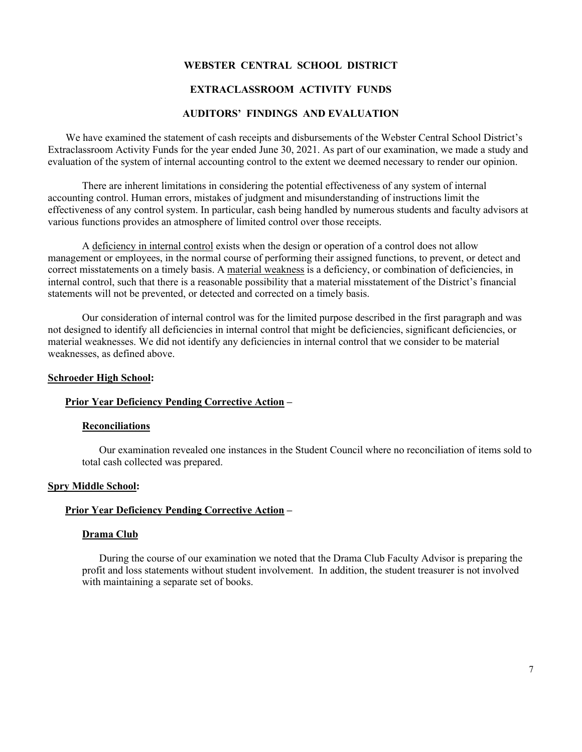# WEBSTER CENTRAL SCHOOL DISTRICT

## EXTRACLASSROOM ACTIVITY FUNDS

## AUDITORS' FINDINGS AND EVALUATION

We have examined the statement of cash receipts and disbursements of the Webster Central School District's Extraclassroom Activity Funds for the year ended June 30, 2021. As part of our examination, we made a study and evaluation of the system of internal accounting control to the extent we deemed necessary to render our opinion.

There are inherent limitations in considering the potential effectiveness of any system of internal accounting control. Human errors, mistakes of judgment and misunderstanding of instructions limit the effectiveness of any control system. In particular, cash being handled by numerous students and faculty advisors at various functions provides an atmosphere of limited control over those receipts.

A <u>deficiency in internal control</u> exists when the design or operation of a control does not allow management or employees, in the normal course of performing their assigned functions, to prevent, or detect and correct misstatements on a timely basis. A <u>material weakness</u> is a deficiency, or combination of deficiencies, in internal control, such that there is a reasonable possibility that a material misstatement of the District's financial statements will not be prevented, or detected and corrected on a timely basis.

Our consideration of internal control was for the limited purpose described in the first paragraph and was not designed to identify all deficiencies in internal control that might be deficiencies, significant deficiencies, or material weaknesses. We did not identify any deficiencies in internal control that we consider to be material weaknesses, as defined above.

**<u>Schroeder High School</u>:**

**<u>Prior Year Deficiency Pending Corrective Action</u> –**

**<u>Reconciliations</u>**

Our examination revealed one instances in the Student Council where no reconciliation of items sold to total cash collected was prepared.

**<u>Spry Middle School</u>:**

**<u>Prior Year Deficiency Pending Corrective Action</u> –**

**<u>Drama Club</u>**

During the course of our examination we noted that the Drama Club Faculty Advisor is preparing the profit and loss statements without student involvement. In addition, the student treasurer is not involved with maintaining a separate set of books.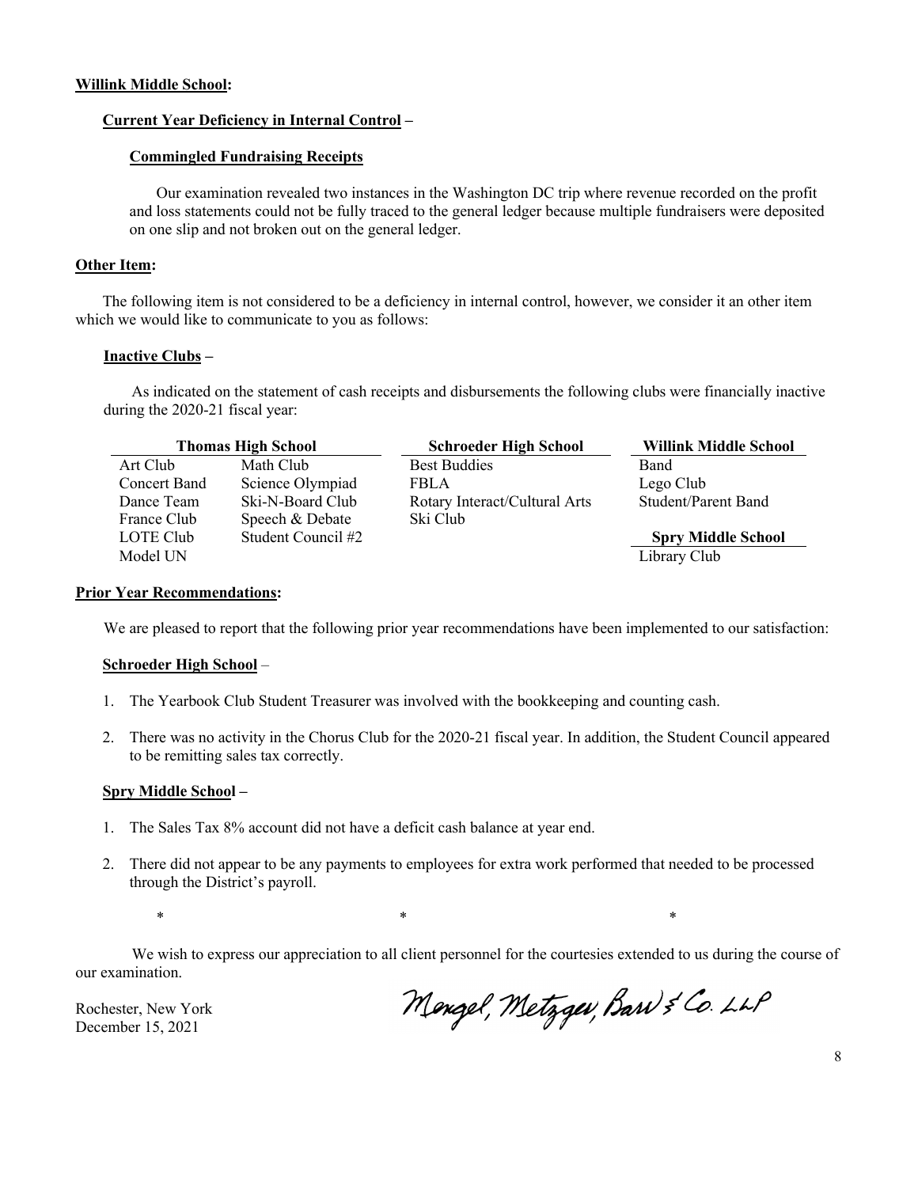**Willink Middle School:**

**Current Year Deficiency in Internal Control –**

**Commingled Fundraising Receipts**

Our examination revealed two instances in the Washington DC trip where revenue recorded on the profit and loss statements could not be fully traced to the general ledger because multiple fundraisers were deposited on one slip and not broken out on the general ledger.

**Other Item:**

The following item is not considered to be a deficiency in internal control, however, we consider it an other item which we would like to communicate to you as follows:

**Inactive Clubs –**

As indicated on the statement of cash receipts and disbursements the following clubs were financially inactive during the 2020-21 fiscal year:

| Thomas High School | | Schroeder High School | Willink Middle School |
|---|---|---|---|
| Art Club | Math Club | Best Buddies | Band |
| Concert Band | Science Olympiad | FBLA | Lego Club |
| Dance Team | Ski-N-Board Club | Rotary Interact/Cultural Arts | Student/Parent Band |
| France Club | Speech & Debate | Ski Club | |
| LOTE Club | Student Council #2 | | **Spry Middle School** |
| Model UN | | | Library Club |

**Prior Year Recommendations:**

We are pleased to report that the following prior year recommendations have been implemented to our satisfaction:

**Schroeder High School** –

1. The Yearbook Club Student Treasurer was involved with the bookkeeping and counting cash.

2. There was no activity in the Chorus Club for the 2020-21 fiscal year. In addition, the Student Council appeared to be remitting sales tax correctly.

**Spry Middle School –**

1. The Sales Tax 8% account did not have a deficit cash balance at year end.

2. There did not appear to be any payments to employees for extra work performed that needed to be processed through the District's payroll.

\* \* \*

We wish to express our appreciation to all client personnel for the courtesies extended to us during the course of our examination.

Rochester, New York
December 15, 2021

Mengel, Metzger, Barr & Co. LLP